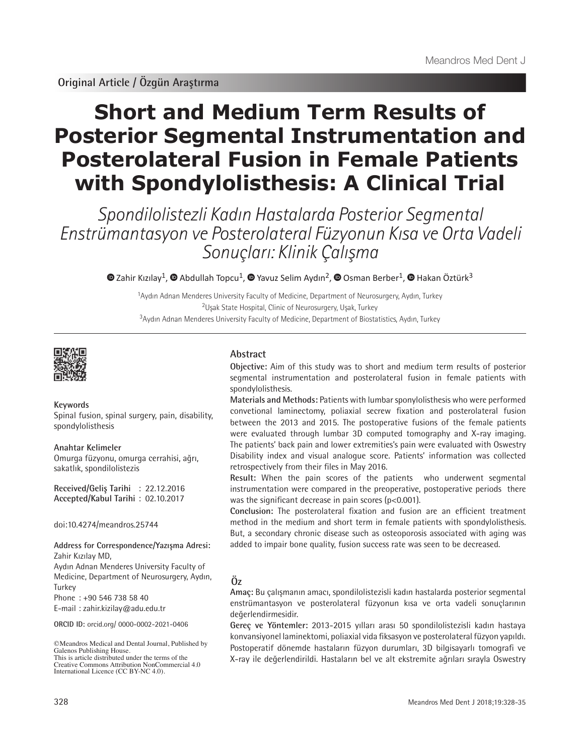Original Article / Özgün Araştırma

# Short and Medium Term Results of Posterior Segmental Instrumentation and Posterolateral Fusion in Female Patients with Spondylolisthesis: A Clinical Trial

*Spondilolistezli Kadın Hastalarda Posterior Segmental Enstrümantasyon ve Posterolateral Füzyonun Kısa ve Orta Vadeli Sonuçları: Klinik Çalışma*

Zahir Kızılay[1], Abdullah Topcu[1], Yavuz Selim Aydın[2], Osman Berber[1], Hakan Öztürk[3]

[1]Aydın Adnan Menderes University Faculty of Medicine, Department of Neurosurgery, Aydın, Turkey
[2]Uşak State Hospital, Clinic of Neurosurgery, Uşak, Turkey
[3]Aydın Adnan Menderes University Faculty of Medicine, Department of Biostatistics, Aydın, Turkey

**Keywords**
Spinal fusion, spinal surgery, pain, disability, spondylolisthesis

**Anahtar Kelimeler**
Omurga füzyonu, omurga cerrahisi, ağrı, sakatlık, spondilolistezis

**Received/Geliş Tarihi** : 22.12.2016
**Accepted/Kabul Tarihi** : 02.10.2017

doi:10.4274/meandros.25744

**Address for Correspondence/Yazışma Adresi:**
Zahir Kızılay MD,
Aydın Adnan Menderes University Faculty of Medicine, Department of Neurosurgery, Aydın, Turkey
Phone : +90 546 738 58 40
E-mail : zahir.kizilay@adu.edu.tr

**ORCID ID:** orcid.org/ 0000-0002-2021-0406

©Meandros Medical and Dental Journal, Published by Galenos Publishing House.
This is article distributed under the terms of the Creative Commons Attribution NonCommercial 4.0 International Licence (CC BY-NC 4.0).

## Abstract

**Objective:** Aim of this study was to short and medium term results of posterior segmental instrumentation and posterolateral fusion in female patients with spondylolisthesis.

**Materials and Methods:** Patients with lumbar sponylolisthesis who were performed convetional laminectomy, poliaxial secrew fixation and posterolateral fusion between the 2013 and 2015. The postoperative fusions of the female patients were evaluated through lumbar 3D computed tomography and X-ray imaging. The patients' back pain and lower extremities's pain were evaluated with Oswestry Disability index and visual analogue score. Patients' information was collected retrospectively from their files in May 2016.

**Result:** When the pain scores of the patients who underwent segmental instrumentation were compared in the preoperative, postoperative periods there was the significant decrease in pain scores ($p<0.001$).

**Conclusion:** The posterolateral fixation and fusion are an efficient treatment method in the medium and short term in female patients with spondylolisthesis. But, a secondary chronic disease such as osteoporosis associated with aging was added to impair bone quality, fusion success rate was seen to be decreased.

## Öz

**Amaç:** Bu çalışmanın amacı, spondilolistezisli kadın hastalarda posterior segmental enstrümantasyon ve posterolateral füzyonun kısa ve orta vadeli sonuçlarının değerlendirmesidir.

**Gereç ve Yöntemler:** 2013-2015 yılları arası 50 spondilolistezisli kadın hastaya konvansiyonel laminektomi, poliaxial vida fiksasyon ve posterolateral füzyon yapıldı. Postoperatif dönemde hastaların füzyon durumları, 3D bilgisayarlı tomografi ve X-ray ile değerlendirildi. Hastaların bel ve alt ekstremite ağrıları sırayla Oswestry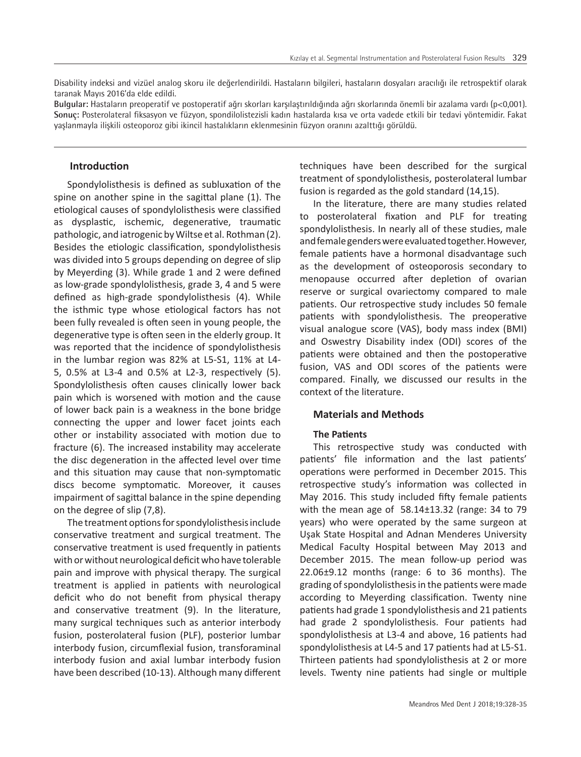Disability indeksi and vizüel analog skoru ile değerlendirildi. Hastaların bilgileri, hastaların dosyaları aracılığı ile retrospektif olarak taranak Mayıs 2016'da elde edildi.

**Bulgular:** Hastaların preoperatif ve postoperatif ağrı skorları karşılaştırıldığında ağrı skorlarında önemli bir azalama vardı (p<0,001).

**Sonuç:** Posterolateral fiksasyon ve füzyon, spondilolistezisli kadın hastalarda kısa ve orta vadede etkili bir tedavi yöntemidir. Fakat yaşlanmayla ilişkili osteoporoz gibi ikincil hastalıkların eklenmesinin füzyon oranını azalttığı görüldü.

## Introduction

Spondylolisthesis is defined as subluxation of the spine on another spine in the sagittal plane (1). The etiological causes of spondylolisthesis were classified as dysplastic, ischemic, degenerative, traumatic pathologic, and iatrogenic by Wiltse et al. Rothman (2). Besides the etiologic classification, spondylolisthesis was divided into 5 groups depending on degree of slip by Meyerding (3). While grade 1 and 2 were defined as low-grade spondylolisthesis, grade 3, 4 and 5 were defined as high-grade spondylolisthesis (4). While the isthmic type whose etiological factors has not been fully revealed is often seen in young people, the degenerative type is often seen in the elderly group. It was reported that the incidence of spondylolisthesis in the lumbar region was 82% at L5-S1, 11% at L4-5, 0.5% at L3-4 and 0.5% at L2-3, respectively (5). Spondylolisthesis often causes clinically lower back pain which is worsened with motion and the cause of lower back pain is a weakness in the bone bridge connecting the upper and lower facet joints each other or instability associated with motion due to fracture (6). The increased instability may accelerate the disc degeneration in the affected level over time and this situation may cause that non-symptomatic discs become symptomatic. Moreover, it causes impairment of sagittal balance in the spine depending on the degree of slip (7,8).

The treatment options for spondylolisthesis include conservative treatment and surgical treatment. The conservative treatment is used frequently in patients with or without neurological deficit who have tolerable pain and improve with physical therapy. The surgical treatment is applied in patients with neurological deficit who do not benefit from physical therapy and conservative treatment (9). In the literature, many surgical techniques such as anterior interbody fusion, posterolateral fusion (PLF), posterior lumbar interbody fusion, circumflexial fusion, transforaminal interbody fusion and axial lumbar interbody fusion have been described (10-13). Although many different techniques have been described for the surgical treatment of spondylolisthesis, posterolateral lumbar fusion is regarded as the gold standard (14,15).

In the literature, there are many studies related to posterolateral fixation and PLF for treating spondylolisthesis. In nearly all of these studies, male and female genders were evaluated together. However, female patients have a hormonal disadvantage such as the development of osteoporosis secondary to menopause occurred after depletion of ovarian reserve or surgical ovariectomy compared to male patients. Our retrospective study includes 50 female patients with spondylolisthesis. The preoperative visual analogue score (VAS), body mass index (BMI) and Oswestry Disability index (ODI) scores of the patients were obtained and then the postoperative fusion, VAS and ODI scores of the patients were compared. Finally, we discussed our results in the context of the literature.

## Materials and Methods

### The Patients

This retrospective study was conducted with patients' file information and the last patients' operations were performed in December 2015. This retrospective study's information was collected in May 2016. This study included fifty female patients with the mean age of 58.14±13.32 (range: 34 to 79 years) who were operated by the same surgeon at Uşak State Hospital and Adnan Menderes University Medical Faculty Hospital between May 2013 and December 2015. The mean follow-up period was 22.06±9.12 months (range: 6 to 36 months). The grading of spondylolisthesis in the patients were made according to Meyerding classification. Twenty nine patients had grade 1 spondylolisthesis and 21 patients had grade 2 spondylolisthesis. Four patients had spondylolisthesis at L3-4 and above, 16 patients had spondylolisthesis at L4-5 and 17 patients had at L5-S1. Thirteen patients had spondylolisthesis at 2 or more levels. Twenty nine patients had single or multiple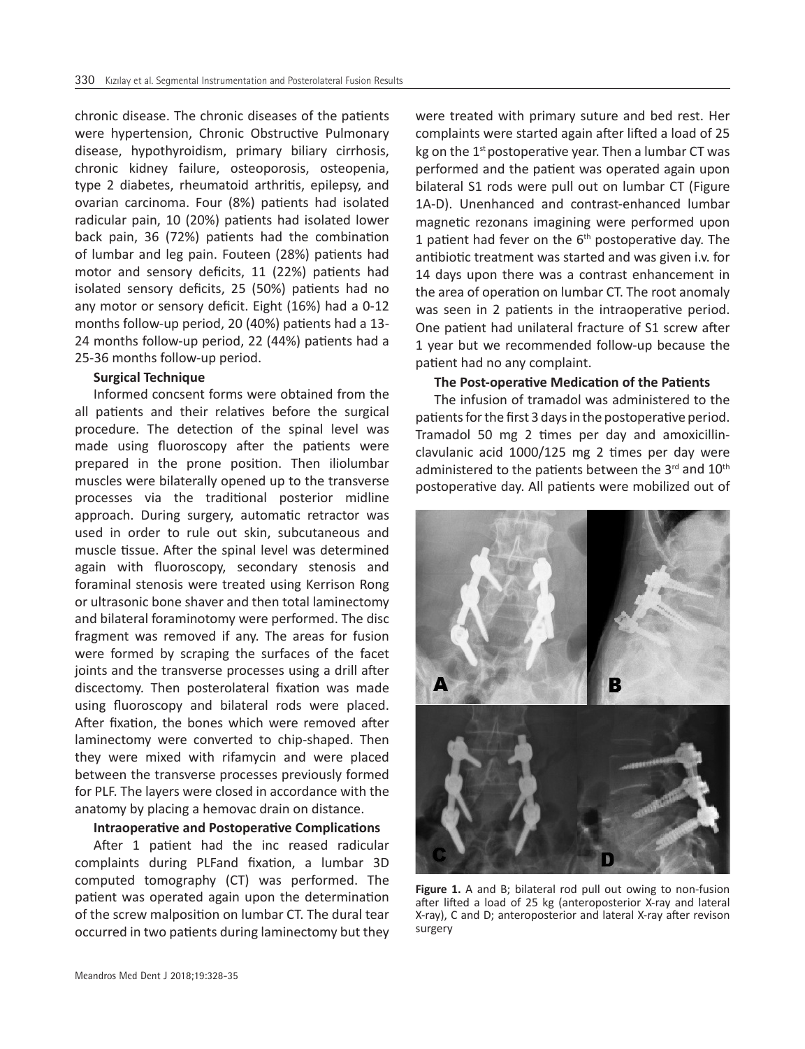chronic disease. The chronic diseases of the patients were hypertension, Chronic Obstructive Pulmonary disease, hypothyroidism, primary biliary cirrhosis, chronic kidney failure, osteoporosis, osteopenia, type 2 diabetes, rheumatoid arthritis, epilepsy, and ovarian carcinoma. Four (8%) patients had isolated radicular pain, 10 (20%) patients had isolated lower back pain, 36 (72%) patients had the combination of lumbar and leg pain. Fouteen (28%) patients had motor and sensory deficits, 11 (22%) patients had isolated sensory deficits, 25 (50%) patients had no any motor or sensory deficit. Eight (16%) had a 0-12 months follow-up period, 20 (40%) patients had a 13-24 months follow-up period, 22 (44%) patients had a 25-36 months follow-up period.

**Surgical Technique**

Informed concsent forms were obtained from the all patients and their relatives before the surgical procedure. The detection of the spinal level was made using fluoroscopy after the patients were prepared in the prone position. Then iliolumbar muscles were bilaterally opened up to the transverse processes via the traditional posterior midline approach. During surgery, automatic retractor was used in order to rule out skin, subcutaneous and muscle tissue. After the spinal level was determined again with fluoroscopy, secondary stenosis and foraminal stenosis were treated using Kerrison Rong or ultrasonic bone shaver and then total laminectomy and bilateral foraminotomy were performed. The disc fragment was removed if any. The areas for fusion were formed by scraping the surfaces of the facet joints and the transverse processes using a drill after discectomy. Then posterolateral fixation was made using fluoroscopy and bilateral rods were placed. After fixation, the bones which were removed after laminectomy were converted to chip-shaped. Then they were mixed with rifamycin and were placed between the transverse processes previously formed for PLF. The layers were closed in accordance with the anatomy by placing a hemovac drain on distance.

**Intraoperative and Postoperative Complications**

After 1 patient had the inc reased radicular complaints during PLFand fixation, a lumbar 3D computed tomography (CT) was performed. The patient was operated again upon the determination of the screw malposition on lumbar CT. The dural tear occurred in two patients during laminectomy but they were treated with primary suture and bed rest. Her complaints were started again after lifted a load of 25 kg on the 1st postoperative year. Then a lumbar CT was performed and the patient was operated again upon bilateral S1 rods were pull out on lumbar CT (Figure 1A-D). Unenhanced and contrast-enhanced lumbar magnetic rezonans imagining were performed upon 1 patient had fever on the 6th postoperative day. The antibiotic treatment was started and was given i.v. for 14 days upon there was a contrast enhancement in the area of operation on lumbar CT. The root anomaly was seen in 2 patients in the intraoperative period. One patient had unilateral fracture of S1 screw after 1 year but we recommended follow-up because the patient had no any complaint.

**The Post-operative Medication of the Patients**

The infusion of tramadol was administered to the patients for the first 3 days in the postoperative period. Tramadol 50 mg 2 times per day and amoxicillin-clavulanic acid 1000/125 mg 2 times per day were administered to the patients between the 3rd and 10th postoperative day. All patients were mobilized out of

**Figure 1.** A and B; bilateral rod pull out owing to non-fusion after lifted a load of 25 kg (anteroposterior X-ray and lateral X-ray), C and D; anteroposterior and lateral X-ray after revison surgery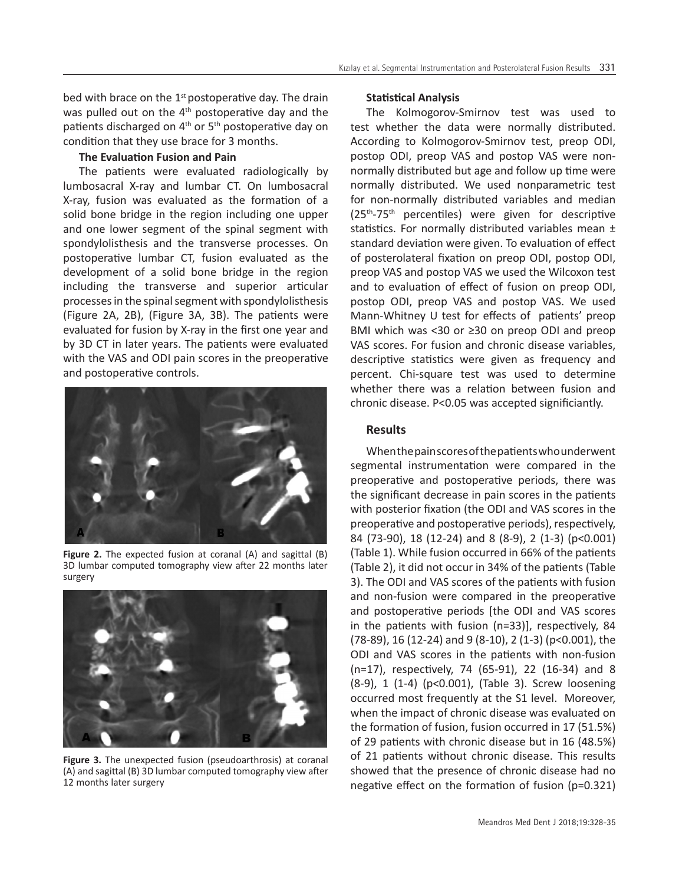bed with brace on the 1st postoperative day. The drain was pulled out on the 4th postoperative day and the patients discharged on 4th or 5th postoperative day on condition that they use brace for 3 months.

**The Evaluation Fusion and Pain**

The patients were evaluated radiologically by lumbosacral X-ray and lumbar CT. On lumbosacral X-ray, fusion was evaluated as the formation of a solid bone bridge in the region including one upper and one lower segment of the spinal segment with spondylolisthesis and the transverse processes. On postoperative lumbar CT, fusion evaluated as the development of a solid bone bridge in the region including the transverse and superior articular processes in the spinal segment with spondylolisthesis (Figure 2A, 2B), (Figure 3A, 3B). The patients were evaluated for fusion by X-ray in the first one year and by 3D CT in later years. The patients were evaluated with the VAS and ODI pain scores in the preoperative and postoperative controls.

**Figure 2.** The expected fusion at coranal (A) and sagittal (B) 3D lumbar computed tomography view after 22 months later surgery

**Figure 3.** The unexpected fusion (pseudoarthrosis) at coranal (A) and sagittal (B) 3D lumbar computed tomography view after 12 months later surgery

**Statistical Analysis**

The Kolmogorov-Smirnov test was used to test whether the data were normally distributed. According to Kolmogorov-Smirnov test, preop ODI, postop ODI, preop VAS and postop VAS were non-normally distributed but age and follow up time were normally distributed. We used nonparametric test for non-normally distributed variables and median (25th-75th percentiles) were given for descriptive statistics. For normally distributed variables mean ± standard deviation were given. To evaluation of effect of posterolateral fixation on preop ODI, postop ODI, preop VAS and postop VAS we used the Wilcoxon test and to evaluation of effect of fusion on preop ODI, postop ODI, preop VAS and postop VAS. We used Mann-Whitney U test for effects of patients' preop BMI which was <30 or ≥30 on preop ODI and preop VAS scores. For fusion and chronic disease variables, descriptive statistics were given as frequency and percent. Chi-square test was used to determine whether there was a relation between fusion and chronic disease. P<0.05 was accepted significiantly.

## Results

When the pain scores of the patients who underwent segmental instrumentation were compared in the preoperative and postoperative periods, there was the significant decrease in pain scores in the patients with posterior fixation (the ODI and VAS scores in the preoperative and postoperative periods), respectively, 84 (73-90), 18 (12-24) and 8 (8-9), 2 (1-3) (p<0.001) (Table 1). While fusion occurred in 66% of the patients (Table 2), it did not occur in 34% of the patients (Table 3). The ODI and VAS scores of the patients with fusion and non-fusion were compared in the preoperative and postoperative periods [the ODI and VAS scores in the patients with fusion (n=33)], respectively, 84 (78-89), 16 (12-24) and 9 (8-10), 2 (1-3) (p<0.001), the ODI and VAS scores in the patients with non-fusion (n=17), respectively, 74 (65-91), 22 (16-34) and 8 (8-9), 1 (1-4) (p<0.001), (Table 3). Screw loosening occurred most frequently at the S1 level. Moreover, when the impact of chronic disease was evaluated on the formation of fusion, fusion occurred in 17 (51.5%) of 29 patients with chronic disease but in 16 (48.5%) of 21 patients without chronic disease. This results showed that the presence of chronic disease had no negative effect on the formation of fusion (p=0.321)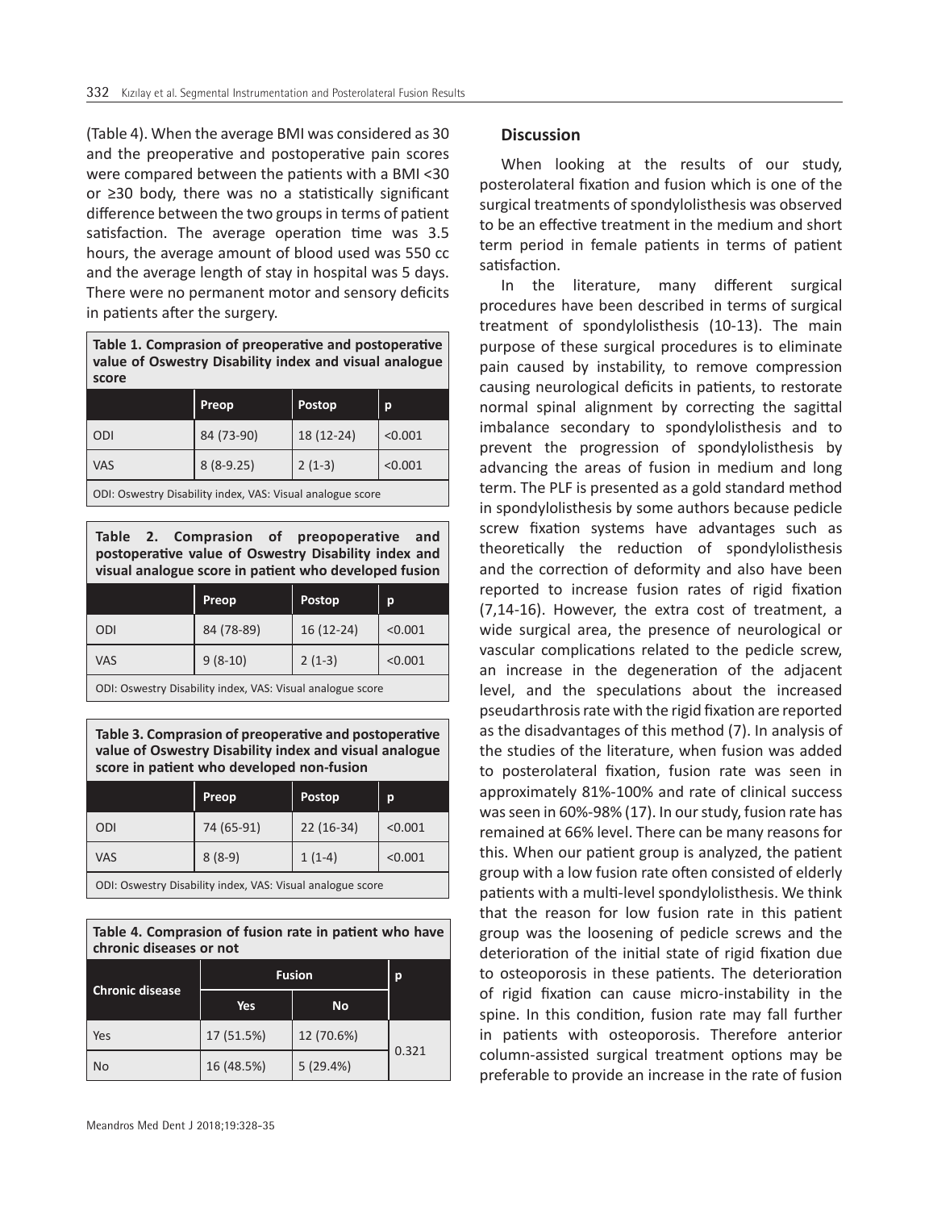(Table 4). When the average BMI was considered as 30 and the preoperative and postoperative pain scores were compared between the patients with a BMI <30 or ≥30 body, there was no a statistically significant difference between the two groups in terms of patient satisfaction. The average operation time was 3.5 hours, the average amount of blood used was 550 cc and the average length of stay in hospital was 5 days. There were no permanent motor and sensory deficits in patients after the surgery.

**Table 1. Comprasion of preoperative and postoperative value of Oswestry Disability index and visual analogue score**

| | Preop | Postop | p |
|---|---|---|---|
| ODI | 84 (73-90) | 18 (12-24) | <0.001 |
| VAS | 8 (8-9.25) | 2 (1-3) | <0.001 |

ODI: Oswestry Disability index, VAS: Visual analogue score

**Table 2. Comprasion of preopoperative and postoperative value of Oswestry Disability index and visual analogue score in patient who developed fusion**

| | Preop | Postop | p |
|---|---|---|---|
| ODI | 84 (78-89) | 16 (12-24) | <0.001 |
| VAS | 9 (8-10) | 2 (1-3) | <0.001 |

ODI: Oswestry Disability index, VAS: Visual analogue score

**Table 3. Comprasion of preoperative and postoperative value of Oswestry Disability index and visual analogue score in patient who developed non-fusion**

| | Preop | Postop | p |
|---|---|---|---|
| ODI | 74 (65-91) | 22 (16-34) | <0.001 |
| VAS | 8 (8-9) | 1 (1-4) | <0.001 |

ODI: Oswestry Disability index, VAS: Visual analogue score

**Table 4. Comprasion of fusion rate in patient who have chronic diseases or not**

| Chronic disease | Fusion | | p |
|---|---|---|---|
| | Yes | No | |
| Yes | 17 (51.5%) | 12 (70.6%) | 0.321 |
| No | 16 (48.5%) | 5 (29.4%) | |

## Discussion

When looking at the results of our study, posterolateral fixation and fusion which is one of the surgical treatments of spondylolisthesis was observed to be an effective treatment in the medium and short term period in female patients in terms of patient satisfaction.

In the literature, many different surgical procedures have been described in terms of surgical treatment of spondylolisthesis (10-13). The main purpose of these surgical procedures is to eliminate pain caused by instability, to remove compression causing neurological deficits in patients, to restorate normal spinal alignment by correcting the sagittal imbalance secondary to spondylolisthesis and to prevent the progression of spondylolisthesis by advancing the areas of fusion in medium and long term. The PLF is presented as a gold standard method in spondylolisthesis by some authors because pedicle screw fixation systems have advantages such as theoretically the reduction of spondylolisthesis and the correction of deformity and also have been reported to increase fusion rates of rigid fixation (7,14-16). However, the extra cost of treatment, a wide surgical area, the presence of neurological or vascular complications related to the pedicle screw, an increase in the degeneration of the adjacent level, and the speculations about the increased pseudarthrosis rate with the rigid fixation are reported as the disadvantages of this method (7). In analysis of the studies of the literature, when fusion was added to posterolateral fixation, fusion rate was seen in approximately 81%-100% and rate of clinical success was seen in 60%-98% (17). In our study, fusion rate has remained at 66% level. There can be many reasons for this. When our patient group is analyzed, the patient group with a low fusion rate often consisted of elderly patients with a multi-level spondylolisthesis. We think that the reason for low fusion rate in this patient group was the loosening of pedicle screws and the deterioration of the initial state of rigid fixation due to osteoporosis in these patients. The deterioration of rigid fixation can cause micro-instability in the spine. In this condition, fusion rate may fall further in patients with osteoporosis. Therefore anterior column-assisted surgical treatment options may be preferable to provide an increase in the rate of fusion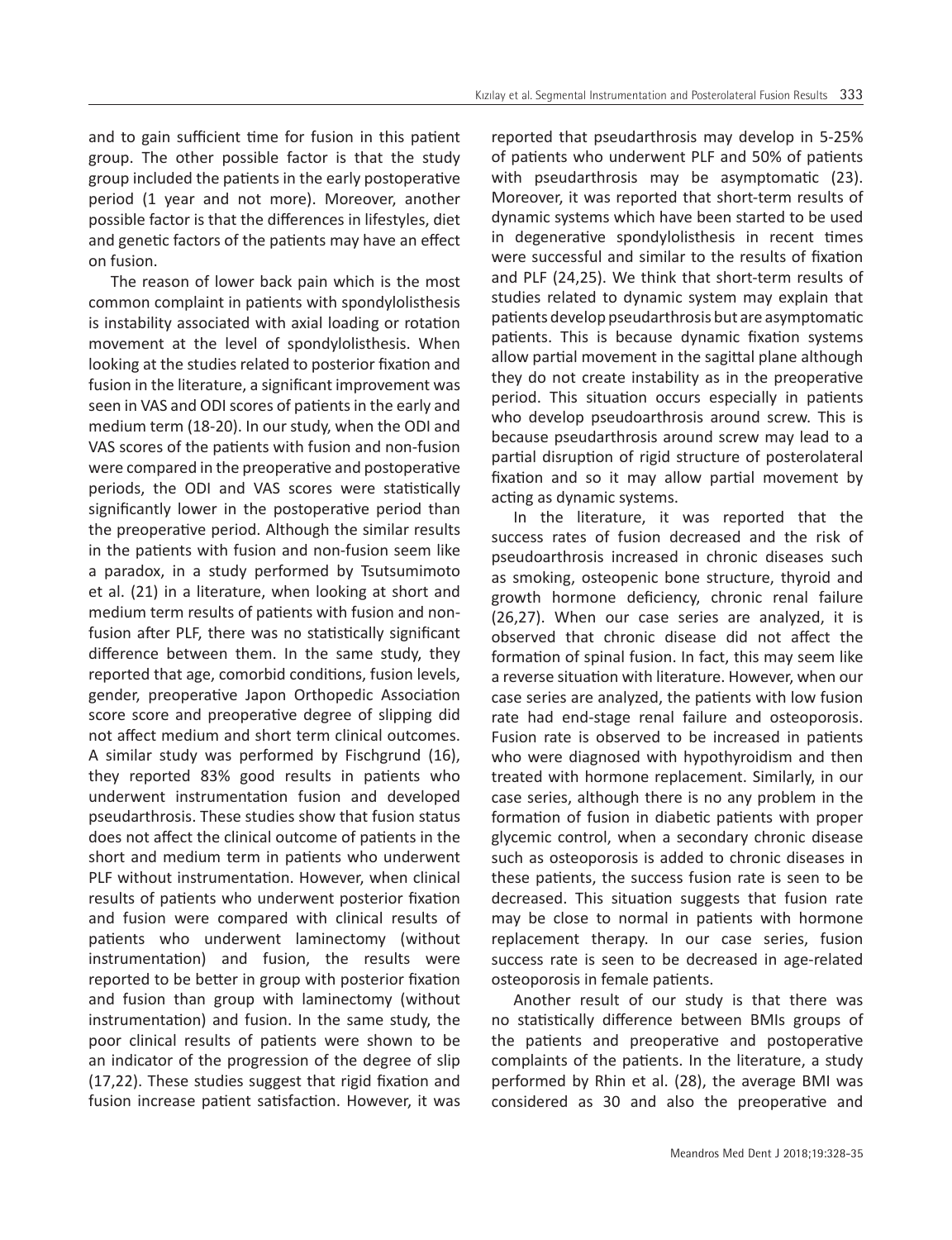and to gain sufficient time for fusion in this patient group. The other possible factor is that the study group included the patients in the early postoperative period (1 year and not more). Moreover, another possible factor is that the differences in lifestyles, diet and genetic factors of the patients may have an effect on fusion.

The reason of lower back pain which is the most common complaint in patients with spondylolisthesis is instability associated with axial loading or rotation movement at the level of spondylolisthesis. When looking at the studies related to posterior fixation and fusion in the literature, a significant improvement was seen in VAS and ODI scores of patients in the early and medium term (18-20). In our study, when the ODI and VAS scores of the patients with fusion and non-fusion were compared in the preoperative and postoperative periods, the ODI and VAS scores were statistically significantly lower in the postoperative period than the preoperative period. Although the similar results in the patients with fusion and non-fusion seem like a paradox, in a study performed by Tsutsumimoto et al. (21) in a literature, when looking at short and medium term results of patients with fusion and non-fusion after PLF, there was no statistically significant difference between them. In the same study, they reported that age, comorbid conditions, fusion levels, gender, preoperative Japon Orthopedic Association score score and preoperative degree of slipping did not affect medium and short term clinical outcomes. A similar study was performed by Fischgrund (16), they reported 83% good results in patients who underwent instrumentation fusion and developed pseudarthrosis. These studies show that fusion status does not affect the clinical outcome of patients in the short and medium term in patients who underwent PLF without instrumentation. However, when clinical results of patients who underwent posterior fixation and fusion were compared with clinical results of patients who underwent laminectomy (without instrumentation) and fusion, the results were reported to be better in group with posterior fixation and fusion than group with laminectomy (without instrumentation) and fusion. In the same study, the poor clinical results of patients were shown to be an indicator of the progression of the degree of slip (17,22). These studies suggest that rigid fixation and fusion increase patient satisfaction. However, it was reported that pseudarthrosis may develop in 5-25% of patients who underwent PLF and 50% of patients with pseudarthrosis may be asymptomatic (23). Moreover, it was reported that short-term results of dynamic systems which have been started to be used in degenerative spondylolisthesis in recent times were successful and similar to the results of fixation and PLF (24,25). We think that short-term results of studies related to dynamic system may explain that patients develop pseudarthrosis but are asymptomatic patients. This is because dynamic fixation systems allow partial movement in the sagittal plane although they do not create instability as in the preoperative period. This situation occurs especially in patients who develop pseudoarthrosis around screw. This is because pseudarthrosis around screw may lead to a partial disruption of rigid structure of posterolateral fixation and so it may allow partial movement by acting as dynamic systems.

In the literature, it was reported that the success rates of fusion decreased and the risk of pseudoarthrosis increased in chronic diseases such as smoking, osteopenic bone structure, thyroid and growth hormone deficiency, chronic renal failure (26,27). When our case series are analyzed, it is observed that chronic disease did not affect the formation of spinal fusion. In fact, this may seem like a reverse situation with literature. However, when our case series are analyzed, the patients with low fusion rate had end-stage renal failure and osteoporosis. Fusion rate is observed to be increased in patients who were diagnosed with hypothyroidism and then treated with hormone replacement. Similarly, in our case series, although there is no any problem in the formation of fusion in diabetic patients with proper glycemic control, when a secondary chronic disease such as osteoporosis is added to chronic diseases in these patients, the success fusion rate is seen to be decreased. This situation suggests that fusion rate may be close to normal in patients with hormone replacement therapy. In our case series, fusion success rate is seen to be decreased in age-related osteoporosis in female patients.

Another result of our study is that there was no statistically difference between BMIs groups of the patients and preoperative and postoperative complaints of the patients. In the literature, a study performed by Rhin et al. (28), the average BMI was considered as 30 and also the preoperative and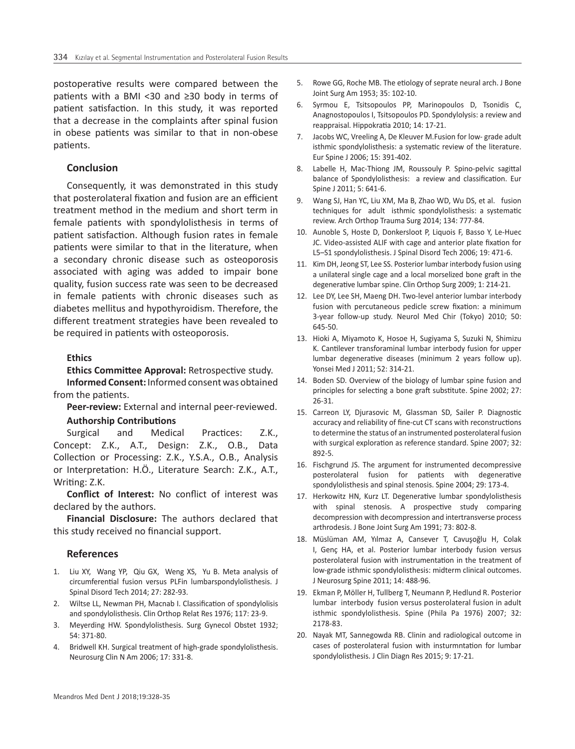postoperative results were compared between the patients with a BMI <30 and ≥30 body in terms of patient satisfaction. In this study, it was reported that a decrease in the complaints after spinal fusion in obese patients was similar to that in non-obese patients.

## Conclusion

Consequently, it was demonstrated in this study that posterolateral fixation and fusion are an efficient treatment method in the medium and short term in female patients with spondylolisthesis in terms of patient satisfaction. Although fusion rates in female patients were similar to that in the literature, when a secondary chronic disease such as osteoporosis associated with aging was added to impair bone quality, fusion success rate was seen to be decreased in female patients with chronic diseases such as diabetes mellitus and hypothyroidism. Therefore, the different treatment strategies have been revealed to be required in patients with osteoporosis.

**Ethics**

**Ethics Committee Approval:** Retrospective study.

**Informed Consent:** Informed consent was obtained from the patients.

**Peer-review:** External and internal peer-reviewed.

**Authorship Contributions**

Surgical and Medical Practices: Z.K., Concept: Z.K., A.T., Design: Z.K., O.B., Data Collection or Processing: Z.K., Y.S.A., O.B., Analysis or Interpretation: H.Ö., Literature Search: Z.K., A.T., Writing: Z.K.

**Conflict of Interest:** No conflict of interest was declared by the authors.

**Financial Disclosure:** The authors declared that this study received no financial support.

## References

1. Liu XY, Wang YP, Qiu GX, Weng XS, Yu B. Meta analysis of circumferential fusion versus PLFin lumbarspondylolisthesis. J Spinal Disord Tech 2014; 27: 282-93.
2. Wiltse LL, Newman PH, Macnab I. Classification of spondylolisis and spondylolisthesis. Clin Orthop Relat Res 1976; 117: 23-9.
3. Meyerding HW. Spondylolisthesis. Surg Gynecol Obstet 1932; 54: 371-80.
4. Bridwell KH. Surgical treatment of high-grade spondylolisthesis. Neurosurg Clin N Am 2006; 17: 331-8.
5. Rowe GG, Roche MB. The etiology of seprate neural arch. J Bone Joint Surg Am 1953; 35: 102-10.
6. Syrmou E, Tsitsopoulos PP, Marinopoulos D, Tsonidis C, Anagnostopoulos I, Tsitsopoulos PD. Spondylolysis: a review and reappraisal. Hippokratia 2010; 14: 17-21.
7. Jacobs WC, Vreeling A, De Kleuver M.Fusion for low- grade adult isthmic spondylolisthesis: a systematic review of the literature. Eur Spine J 2006; 15: 391-402.
8. Labelle H, Mac-Thiong JM, Roussouly P. Spino-pelvic sagittal balance of Spondylolisthesis: a review and classification. Eur Spine J 2011; 5: 641-6.
9. Wang SJ, Han YC, Liu XM, Ma B, Zhao WD, Wu DS, et al. fusion techniques for adult isthmic spondylolisthesis: a systematic review. Arch Orthop Trauma Surg 2014; 134: 777-84.
10. Aunoble S, Hoste D, Donkersloot P, Liquois F, Basso Y, Le-Huec JC. Video-assisted ALIF with cage and anterior plate fixation for L5–S1 spondylolisthesis. J Spinal Disord Tech 2006; 19: 471-6.
11. Kim DH, Jeong ST, Lee SS. Posterior lumbar interbody fusion using a unilateral single cage and a local morselized bone graft in the degenerative lumbar spine. Clin Orthop Surg 2009; 1: 214-21.
12. Lee DY, Lee SH, Maeng DH. Two-level anterior lumbar interbody fusion with percutaneous pedicle screw fixation: a minimum 3-year follow-up study. Neurol Med Chir (Tokyo) 2010; 50: 645-50.
13. Hioki A, Miyamoto K, Hosoe H, Sugiyama S, Suzuki N, Shimizu K. Cantilever transforaminal lumbar interbody fusion for upper lumbar degenerative diseases (minimum 2 years follow up). Yonsei Med J 2011; 52: 314-21.
14. Boden SD. Overview of the biology of lumbar spine fusion and principles for selecting a bone graft substitute. Spine 2002; 27: 26-31.
15. Carreon LY, Djurasovic M, Glassman SD, Sailer P. Diagnostic accuracy and reliability of fine-cut CT scans with reconstructions to determine the status of an instrumented posterolateral fusion with surgical exploration as reference standard. Spine 2007; 32: 892-5.
16. Fischgrund JS. The argument for instrumented decompressive posterolateral fusion for patients with degenerative spondylolisthesis and spinal stenosis. Spine 2004; 29: 173-4.
17. Herkowitz HN, Kurz LT. Degenerative lumbar spondylolisthesis with spinal stenosis. A prospective study comparing decompression with decompression and intertransverse process arthrodesis. J Bone Joint Surg Am 1991; 73: 802-8.
18. Müslüman AM, Yılmaz A, Cansever T, Cavuşoğlu H, Colak I, Genç HA, et al. Posterior lumbar interbody fusion versus posterolateral fusion with instrumentation in the treatment of low-grade isthmic spondylolisthesis: midterm clinical outcomes. J Neurosurg Spine 2011; 14: 488-96.
19. Ekman P, Möller H, Tullberg T, Neumann P, Hedlund R. Posterior lumbar interbody fusion versus posterolateral fusion in adult isthmic spondylolisthesis. Spine (Phila Pa 1976) 2007; 32: 2178-83.
20. Nayak MT, Sannegowda RB. Clinin and radiological outcome in cases of posterolateral fusion with insturmntation for lumbar spondylolisthesis. J Clin Diagn Res 2015; 9: 17-21.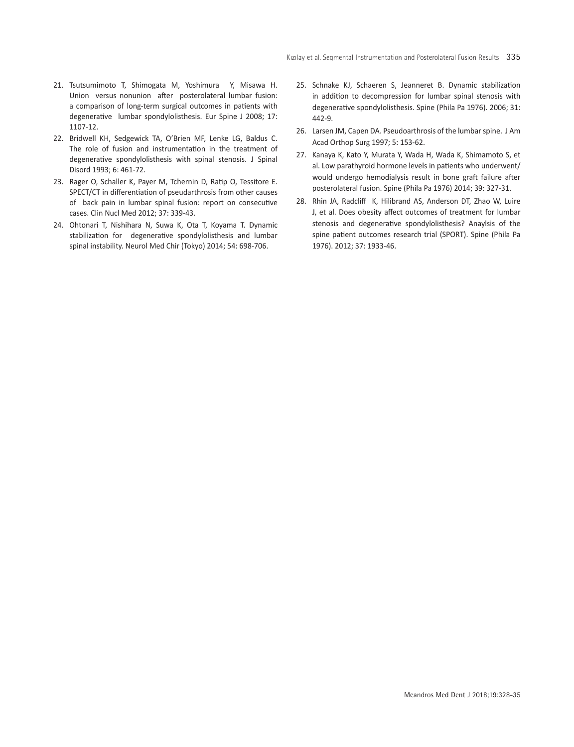21. Tsutsumimoto T, Shimogata M, Yoshimura Y, Misawa H. Union versus nonunion after posterolateral lumbar fusion: a comparison of long-term surgical outcomes in patients with degenerative lumbar spondylolisthesis. Eur Spine J 2008; 17: 1107-12.
22. Bridwell KH, Sedgewick TA, O'Brien MF, Lenke LG, Baldus C. The role of fusion and instrumentation in the treatment of degenerative spondylolisthesis with spinal stenosis. J Spinal Disord 1993; 6: 461-72.
23. Rager O, Schaller K, Payer M, Tchernin D, Ratip O, Tessitore E. SPECT/CT in differentiation of pseudarthrosis from other causes of back pain in lumbar spinal fusion: report on consecutive cases. Clin Nucl Med 2012; 37: 339-43.
24. Ohtonari T, Nishihara N, Suwa K, Ota T, Koyama T. Dynamic stabilization for degenerative spondylolisthesis and lumbar spinal instability. Neurol Med Chir (Tokyo) 2014; 54: 698-706.
25. Schnake KJ, Schaeren S, Jeanneret B. Dynamic stabilization in addition to decompression for lumbar spinal stenosis with degenerative spondylolisthesis. Spine (Phila Pa 1976). 2006; 31: 442-9.
26. Larsen JM, Capen DA. Pseudoarthrosis of the lumbar spine. J Am Acad Orthop Surg 1997; 5: 153-62.
27. Kanaya K, Kato Y, Murata Y, Wada H, Wada K, Shimamoto S, et al. Low parathyroid hormone levels in patients who underwent/ would undergo hemodialysis result in bone graft failure after posterolateral fusion. Spine (Phila Pa 1976) 2014; 39: 327-31.
28. Rhin JA, Radcliff K, Hilibrand AS, Anderson DT, Zhao W, Luire J, et al. Does obesity affect outcomes of treatment for lumbar stenosis and degenerative spondylolisthesis? Anaylsis of the spine patient outcomes research trial (SPORT). Spine (Phila Pa 1976). 2012; 37: 1933-46.